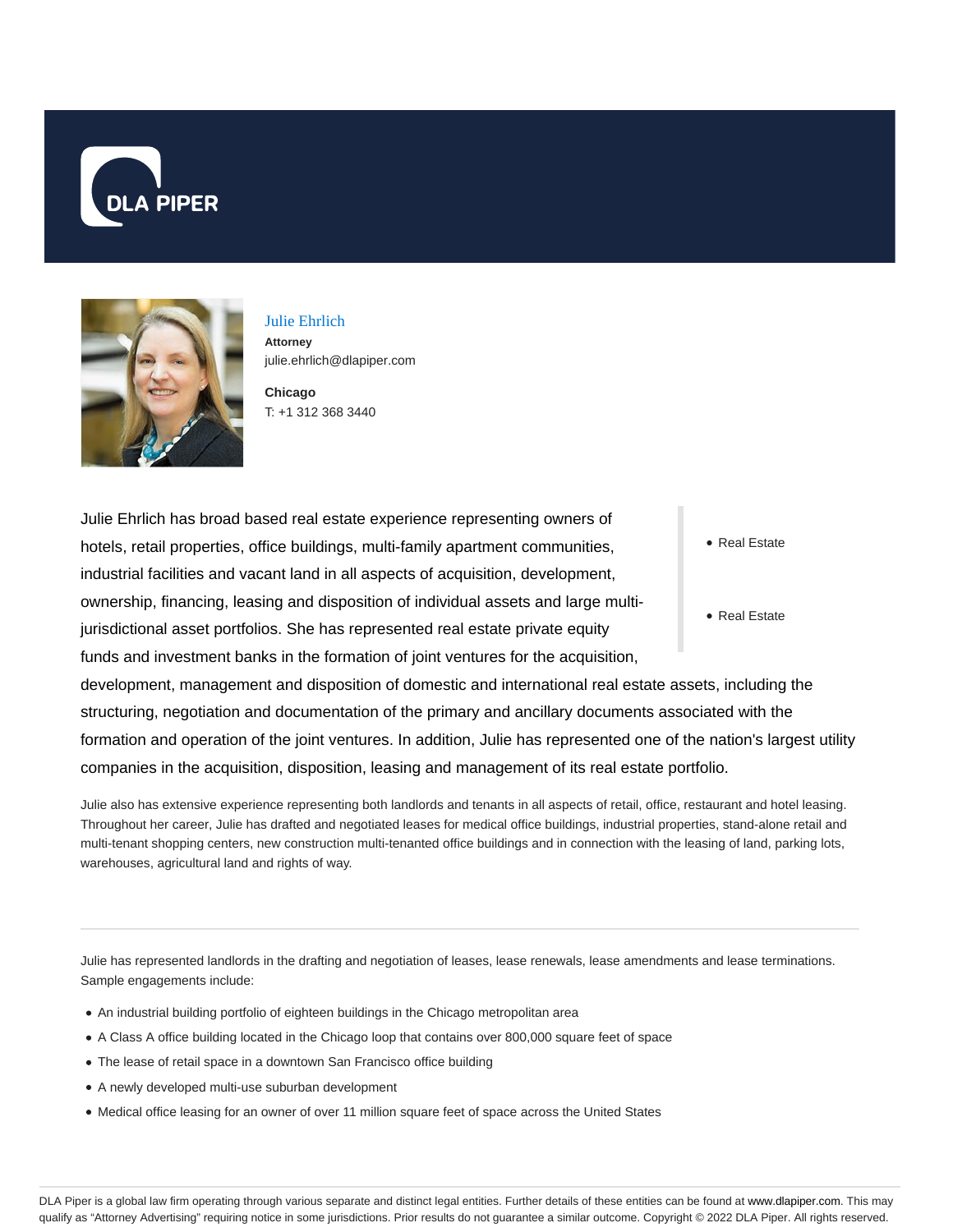# Julie Ehrlich

**Attorney**
julie.ehrlich@dlapiper.com

**Chicago**
T: +1 312 368 3440

- Real Estate
- Real Estate

Julie Ehrlich has broad based real estate experience representing owners of hotels, retail properties, office buildings, multi-family apartment communities, industrial facilities and vacant land in all aspects of acquisition, development, ownership, financing, leasing and disposition of individual assets and large multi-jurisdictional asset portfolios. She has represented real estate private equity funds and investment banks in the formation of joint ventures for the acquisition, development, management and disposition of domestic and international real estate assets, including the structuring, negotiation and documentation of the primary and ancillary documents associated with the formation and operation of the joint ventures. In addition, Julie has represented one of the nation's largest utility companies in the acquisition, disposition, leasing and management of its real estate portfolio.

Julie also has extensive experience representing both landlords and tenants in all aspects of retail, office, restaurant and hotel leasing. Throughout her career, Julie has drafted and negotiated leases for medical office buildings, industrial properties, stand-alone retail and multi-tenant shopping centers, new construction multi-tenanted office buildings and in connection with the leasing of land, parking lots, warehouses, agricultural land and rights of way.

---

Julie has represented landlords in the drafting and negotiation of leases, lease renewals, lease amendments and lease terminations. Sample engagements include:

- An industrial building portfolio of eighteen buildings in the Chicago metropolitan area
- A Class A office building located in the Chicago loop that contains over 800,000 square feet of space
- The lease of retail space in a downtown San Francisco office building
- A newly developed multi-use suburban development
- Medical office leasing for an owner of over 11 million square feet of space across the United States

DLA Piper is a global law firm operating through various separate and distinct legal entities. Further details of these entities can be found at www.dlapiper.com. This may qualify as "Attorney Advertising" requiring notice in some jurisdictions. Prior results do not guarantee a similar outcome. Copyright © 2022 DLA Piper. All rights reserved.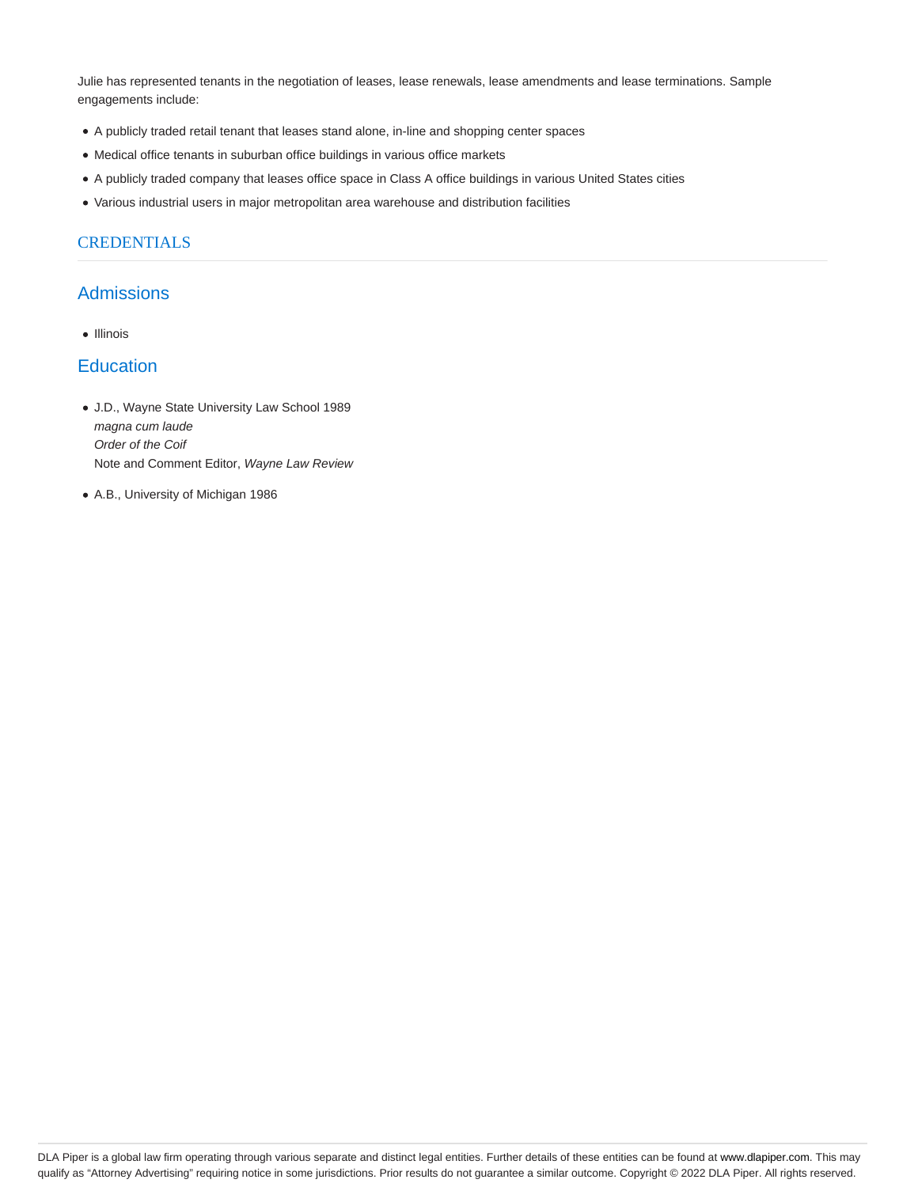Julie has represented tenants in the negotiation of leases, lease renewals, lease amendments and lease terminations. Sample engagements include:

- A publicly traded retail tenant that leases stand alone, in-line and shopping center spaces
- Medical office tenants in suburban office buildings in various office markets
- A publicly traded company that leases office space in Class A office buildings in various United States cities
- Various industrial users in major metropolitan area warehouse and distribution facilities

## CREDENTIALS

### Admissions

- Illinois

### Education

- J.D., Wayne State University Law School 1989
  *magna cum laude*
  *Order of the Coif*
  Note and Comment Editor, *Wayne Law Review*
- A.B., University of Michigan 1986